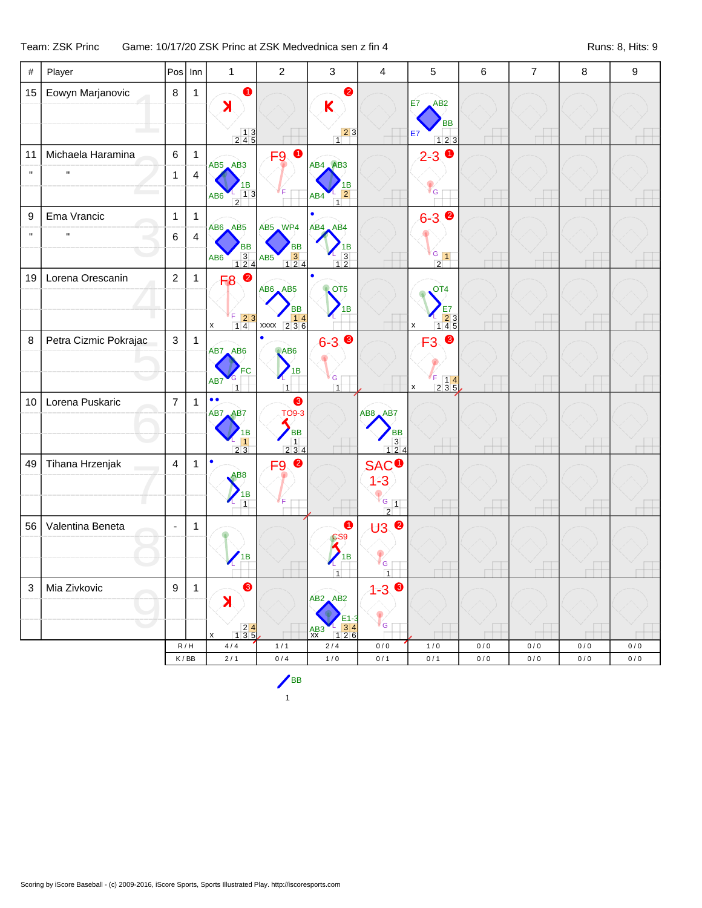Team: ZSK Princ    Game: 10/17/20 ZSK Princ at ZSK Medvednica sen z fin 4    Runs: 8, Hits: 9

| # | Player | Pos | Inn | 1 | 2 | 3 | 4 | 5 | 6 | 7 | 8 | 9 |
|---|---|---|---|---|---|---|---|---|---|---|---|---|
| 15 | Eowyn Marjanovic | 8 | 1 | K (1) | | K (2) | | E7 AB2 BB E7 | | | | |
| 11 | Michaela Haramina | 6 | 1 | AB5 AB3 1B AB6 | F9 (1) | AB4 AB3 1B AB4 | | 2-3 (1) | | | | |
| " | " | 1 | 4 | | | | | | | | | |
| 9 | Ema Vrancic | 1 | 1 | AB6 AB5 BB AB6 | AB5 WP4 BB AB5 | AB4 AB4 1B | | 6-3 (2) | | | | |
| " | " | 6 | 4 | | | | | | | | | |
| 19 | Lorena Orescanin | 2 | 1 | F8 (2) | AB6 AB5 BB xxxx | OT5 1B | | OT4 E7 | | | | |
| 8 | Petra Cizmic Pokrajac | 3 | 1 | AB7 AB6 FC AB7 | AB6 1B | 6-3 (3) | | F3 (3) | | | | |
| 10 | Lorena Puskaric | 7 | 1 | AB7 AB7 1B | TO9-3 (3) BB | | AB8 AB7 BB | | | | | |
| 49 | Tihana Hrzenjak | 4 | 1 | AB8 1B | F9 (2) | | SAC (1) 1-3 | | | | | |
| 56 | Valentina Beneta | - | 1 | 1B | | CS9 (1) 1B | U3 (2) | | | | | |
| 3 | Mia Zivkovic | 9 | 1 | K (3) | | AB2 AB2 E1-3 AB3 xx | 1-3 (3) | | | | | |
| | | R / H | | 4 / 4 | 1 / 1 | 2 / 4 | 0 / 0 | 1 / 0 | 0 / 0 | 0 / 0 | 0 / 0 | 0 / 0 |
| | | K / BB | | 2 / 1 | 0 / 4 | 1 / 0 | 0 / 1 | 0 / 1 | 0 / 0 | 0 / 0 | 0 / 0 | 0 / 0 |

BB
1

Scoring by iScore Baseball - (c) 2009-2016, iScore Sports, Sports Illustrated Play. http://iscoresports.com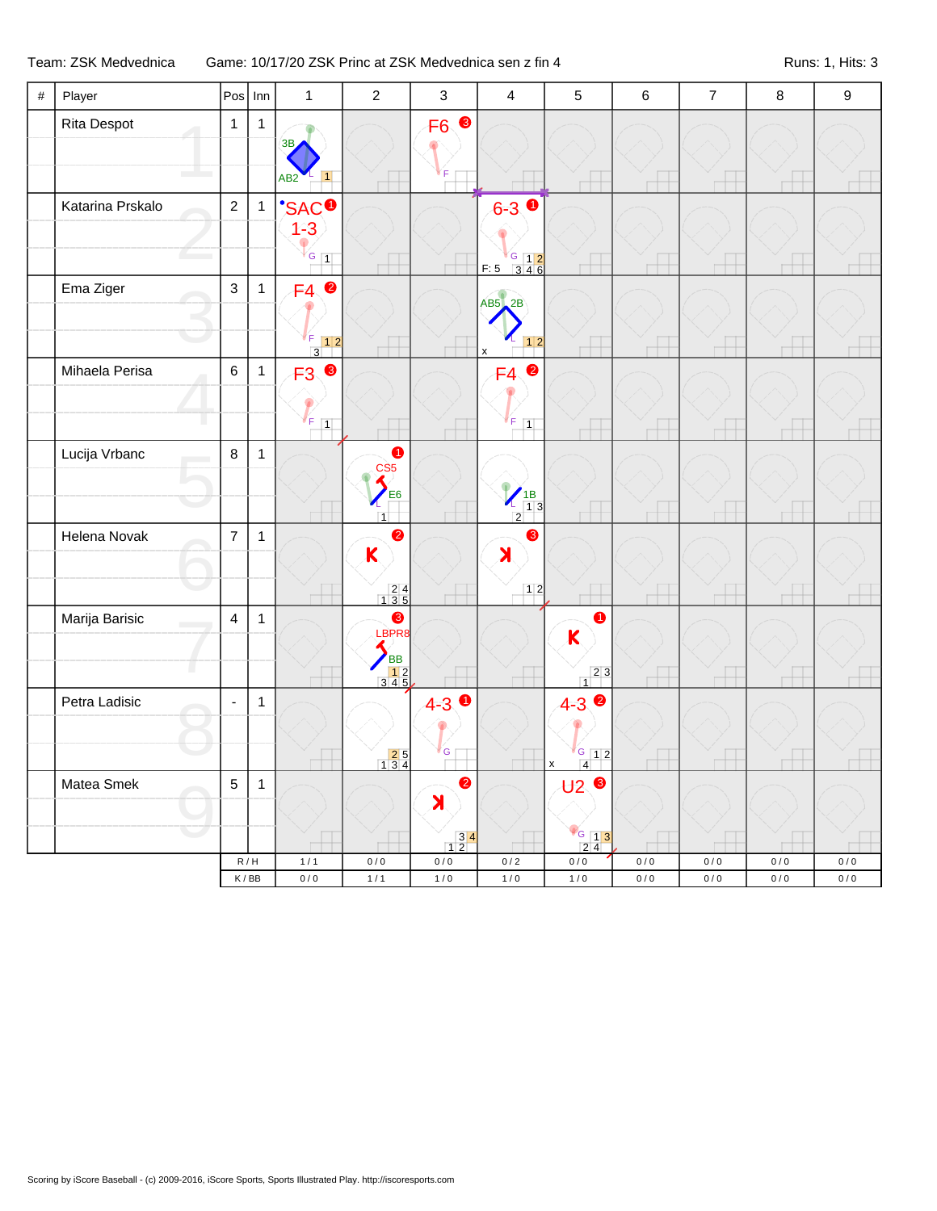Team: ZSK Medvednica Game: 10/17/20 ZSK Princ at ZSK Medvednica sen z fin 4 Runs: 1, Hits: 3

| # | Player | Pos | Inn | 1 | 2 | 3 | 4 | 5 | 6 | 7 | 8 | 9 |
|---|---|---|---|---|---|---|---|---|---|---|---|---|
| | Rita Despot | 1 | 1 | 3B AB2 L 1 | | F6 ❸ F | | | | | | |
| | Katarina Prskalo | 2 | 1 | SAC ❶ 1-3 G 1 | | | 6-3 ❶ G 1 2 3 4 6 F: 5 | | | | | |
| | Ema Ziger | 3 | 1 | F4 ❷ F 1 2 3 | | | AB5 2B L 1 2 x | | | | | |
| | Mihaela Perisa | 6 | 1 | F3 ❸ F 1 | | | F4 ❷ F 1 | | | | | |
| | Lucija Vrbanc | 8 | 1 | | ❶ CS5 E6 L 1 | | 1B L 1 3 2 | | | | | |
| | Helena Novak | 7 | 1 | | ❷ K 2 4 1 3 5 | | ❸ K 1 2 | | | | | |
| | Marija Barisic | 4 | 1 | | ❸ LBPR8 BB 1 2 3 4 5 | | | ❶ K 2 3 1 | | | | |
| | Petra Ladisic | - | 1 | | 2 5 1 3 4 | 4-3 ❶ G | | 4-3 ❷ G 1 2 4 x | | | | |
| | Matea Smek | 5 | 1 | | | ❷ K 3 4 1 2 | | U2 ❸ G 1 3 2 4 | | | | |
| | | R / H | | 1 / 1 | 0 / 0 | 0 / 0 | 0 / 2 | 0 / 0 | 0 / 0 | 0 / 0 | 0 / 0 | 0 / 0 |
| | | K / BB | | 0 / 0 | 1 / 1 | 1 / 0 | 1 / 0 | 1 / 0 | 0 / 0 | 0 / 0 | 0 / 0 | 0 / 0 |

Scoring by iScore Baseball - (c) 2009-2016, iScore Sports, Sports Illustrated Play. http://iscoresports.com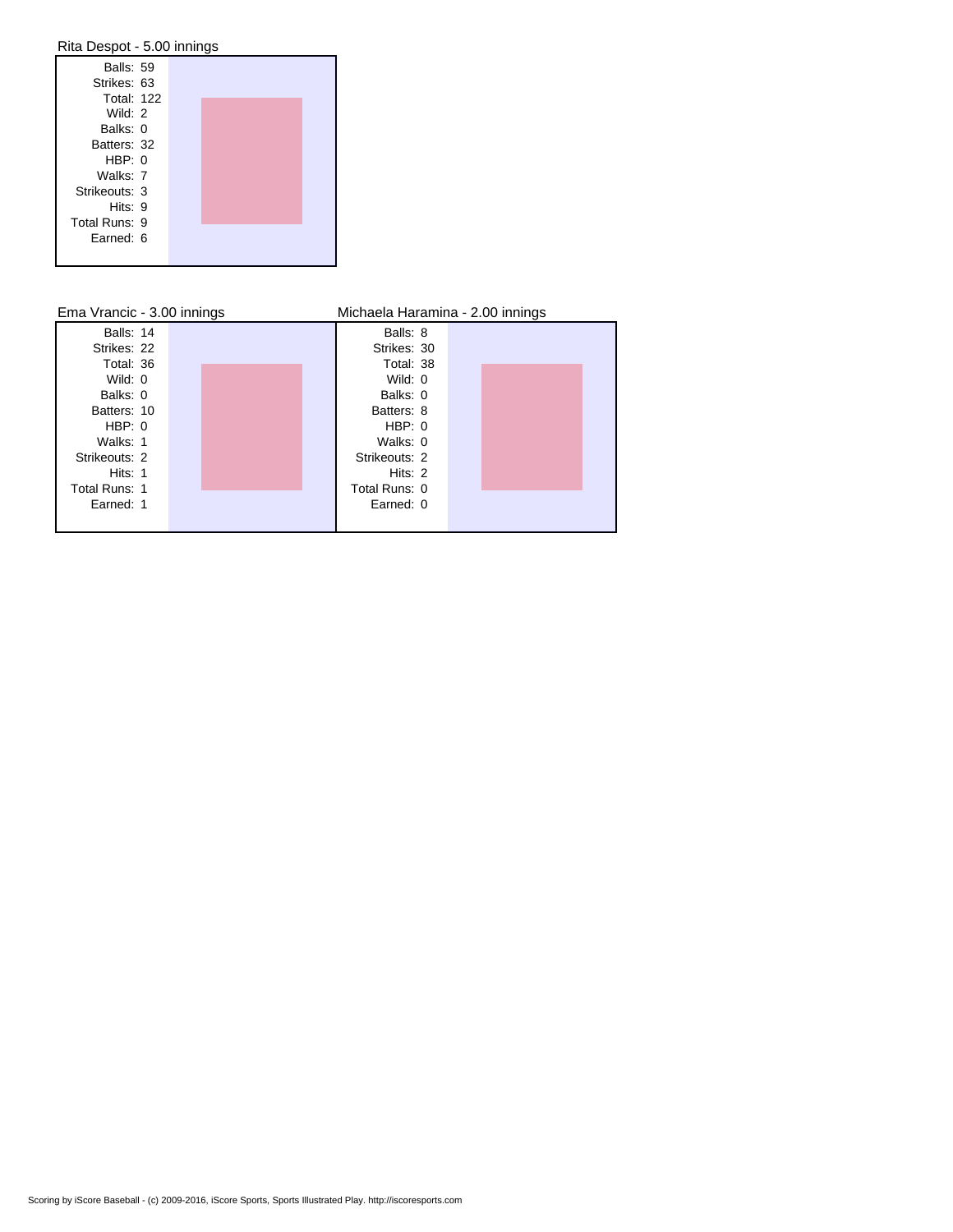Rita Despot - 5.00 innings

| | |
|---|---|
| Balls: | 59 |
| Strikes: | 63 |
| Total: | 122 |
| Wild: | 2 |
| Balks: | 0 |
| Batters: | 32 |
| HBP: | 0 |
| Walks: | 7 |
| Strikeouts: | 3 |
| Hits: | 9 |
| Total Runs: | 9 |
| Earned: | 6 |

Ema Vrancic - 3.00 innings

| | |
|---|---|
| Balls: | 14 |
| Strikes: | 22 |
| Total: | 36 |
| Wild: | 0 |
| Balks: | 0 |
| Batters: | 10 |
| HBP: | 0 |
| Walks: | 1 |
| Strikeouts: | 2 |
| Hits: | 1 |
| Total Runs: | 1 |
| Earned: | 1 |

Michaela Haramina - 2.00 innings

| | |
|---|---|
| Balls: | 8 |
| Strikes: | 30 |
| Total: | 38 |
| Wild: | 0 |
| Balks: | 0 |
| Batters: | 8 |
| HBP: | 0 |
| Walks: | 0 |
| Strikeouts: | 2 |
| Hits: | 2 |
| Total Runs: | 0 |
| Earned: | 0 |

Scoring by iScore Baseball - (c) 2009-2016, iScore Sports, Sports Illustrated Play. http://iscoresports.com